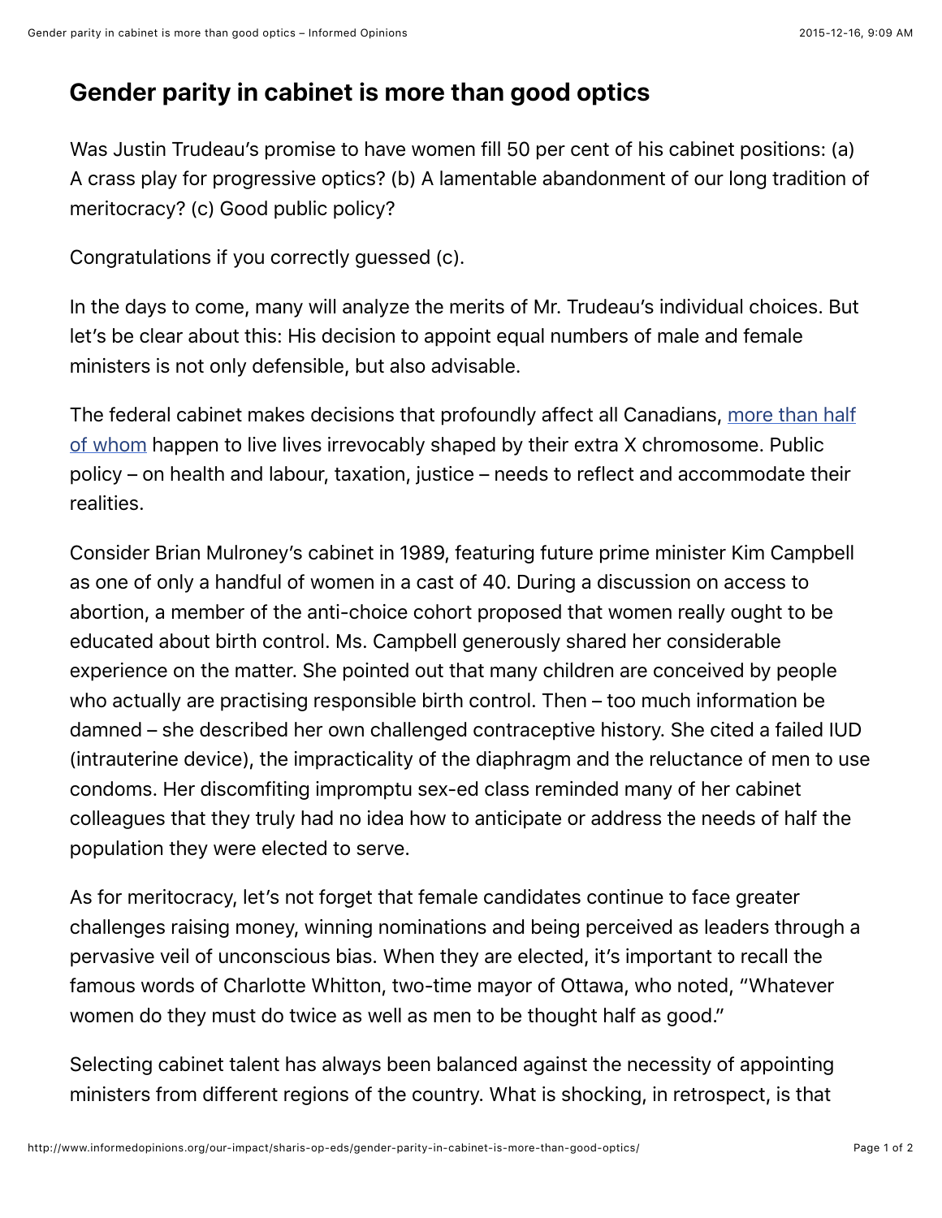# Gender parity in cabinet is more than good optics

Was Justin Trudeau's promise to have women fill 50 per cent of his cabinet positions: (a) A crass play for progressive optics? (b) A lamentable abandonment of our long tradition of meritocracy? (c) Good public policy?

Congratulations if you correctly guessed (c).

In the days to come, many will analyze the merits of Mr. Trudeau's individual choices. But let's be clear about this: His decision to appoint equal numbers of male and female ministers is not only defensible, but also advisable.

The federal cabinet makes decisions that profoundly affect all Canadians, more than half of whom happen to live lives irrevocably shaped by their extra X chromosome. Public policy – on health and labour, taxation, justice – needs to reflect and accommodate their realities.

Consider Brian Mulroney's cabinet in 1989, featuring future prime minister Kim Campbell as one of only a handful of women in a cast of 40. During a discussion on access to abortion, a member of the anti-choice cohort proposed that women really ought to be educated about birth control. Ms. Campbell generously shared her considerable experience on the matter. She pointed out that many children are conceived by people who actually are practising responsible birth control. Then – too much information be damned – she described her own challenged contraceptive history. She cited a failed IUD (intrauterine device), the impracticality of the diaphragm and the reluctance of men to use condoms. Her discomfiting impromptu sex-ed class reminded many of her cabinet colleagues that they truly had no idea how to anticipate or address the needs of half the population they were elected to serve.

As for meritocracy, let's not forget that female candidates continue to face greater challenges raising money, winning nominations and being perceived as leaders through a pervasive veil of unconscious bias. When they are elected, it's important to recall the famous words of Charlotte Whitton, two-time mayor of Ottawa, who noted, "Whatever women do they must do twice as well as men to be thought half as good."

Selecting cabinet talent has always been balanced against the necessity of appointing ministers from different regions of the country. What is shocking, in retrospect, is that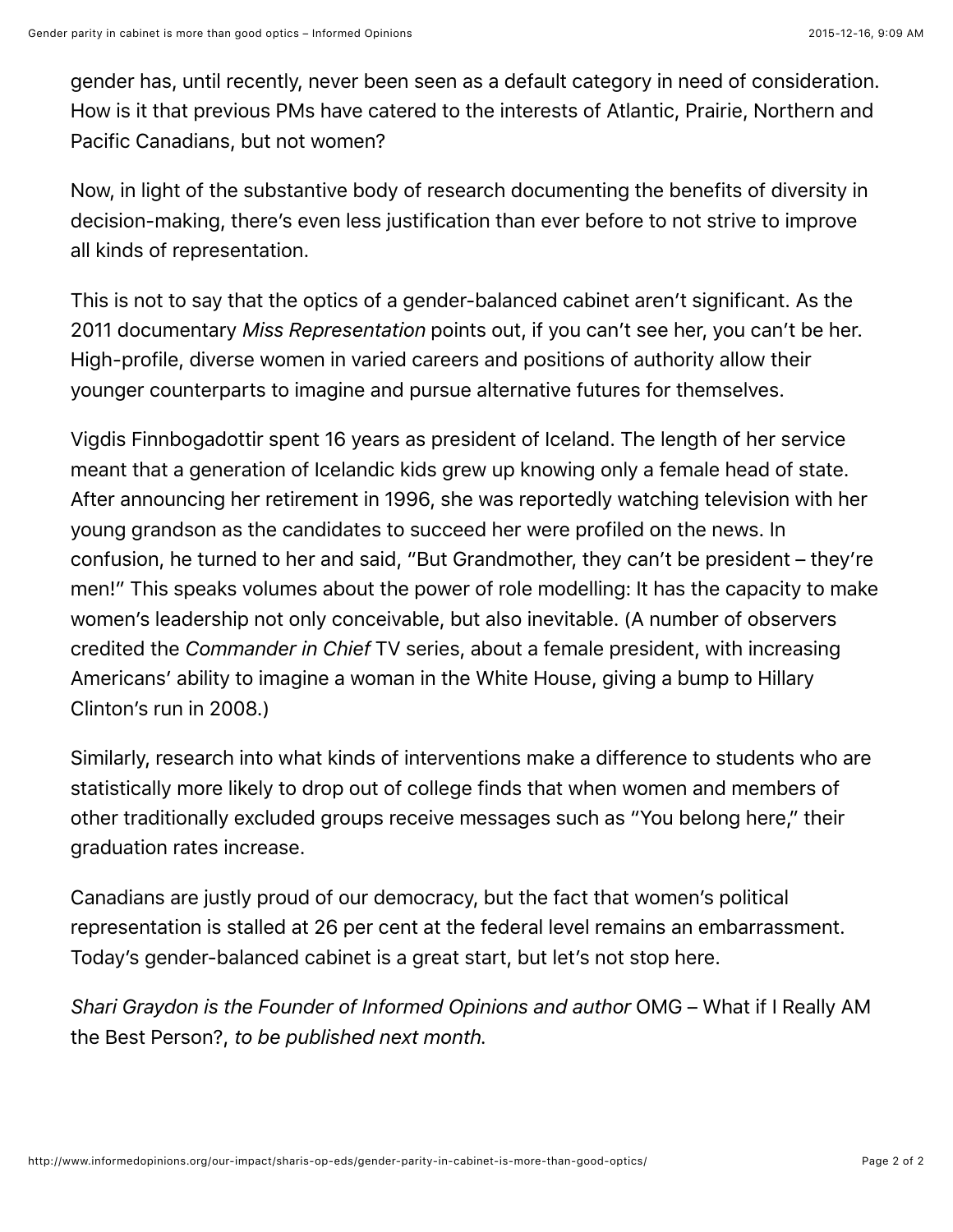gender has, until recently, never been seen as a default category in need of consideration. How is it that previous PMs have catered to the interests of Atlantic, Prairie, Northern and Pacific Canadians, but not women?

Now, in light of the substantive body of research documenting the benefits of diversity in decision-making, there's even less justification than ever before to not strive to improve all kinds of representation.

This is not to say that the optics of a gender-balanced cabinet aren't significant. As the 2011 documentary *Miss Representation* points out, if you can't see her, you can't be her. High-profile, diverse women in varied careers and positions of authority allow their younger counterparts to imagine and pursue alternative futures for themselves.

Vigdis Finnbogadottir spent 16 years as president of Iceland. The length of her service meant that a generation of Icelandic kids grew up knowing only a female head of state. After announcing her retirement in 1996, she was reportedly watching television with her young grandson as the candidates to succeed her were profiled on the news. In confusion, he turned to her and said, "But Grandmother, they can't be president – they're men!" This speaks volumes about the power of role modelling: It has the capacity to make women's leadership not only conceivable, but also inevitable. (A number of observers credited the *Commander in Chief* TV series, about a female president, with increasing Americans' ability to imagine a woman in the White House, giving a bump to Hillary Clinton's run in 2008.)

Similarly, research into what kinds of interventions make a difference to students who are statistically more likely to drop out of college finds that when women and members of other traditionally excluded groups receive messages such as "You belong here," their graduation rates increase.

Canadians are justly proud of our democracy, but the fact that women's political representation is stalled at 26 per cent at the federal level remains an embarrassment. Today's gender-balanced cabinet is a great start, but let's not stop here.

*Shari Graydon is the Founder of Informed Opinions and author* OMG – What if I Really AM the Best Person?, *to be published next month.*